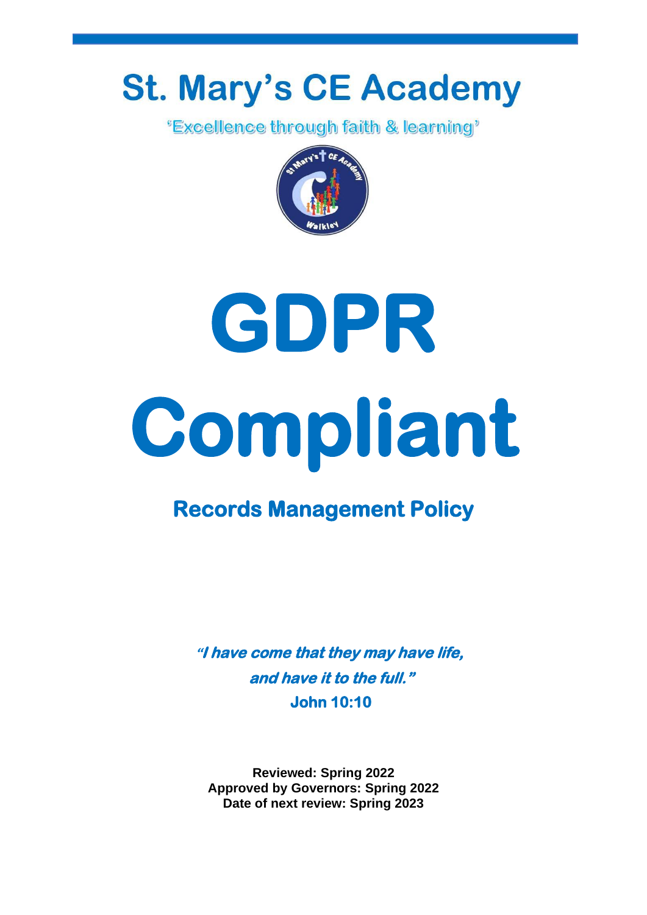# St. Mary's CE Academy

'Excellence through faith & learning'

# GDPR Compliant

## Records Management Policy

***"I have come that they may have life, and have it to the full."***
**John 10:10**

**Reviewed: Spring 2022**
**Approved by Governors: Spring 2022**
**Date of next review: Spring 2023**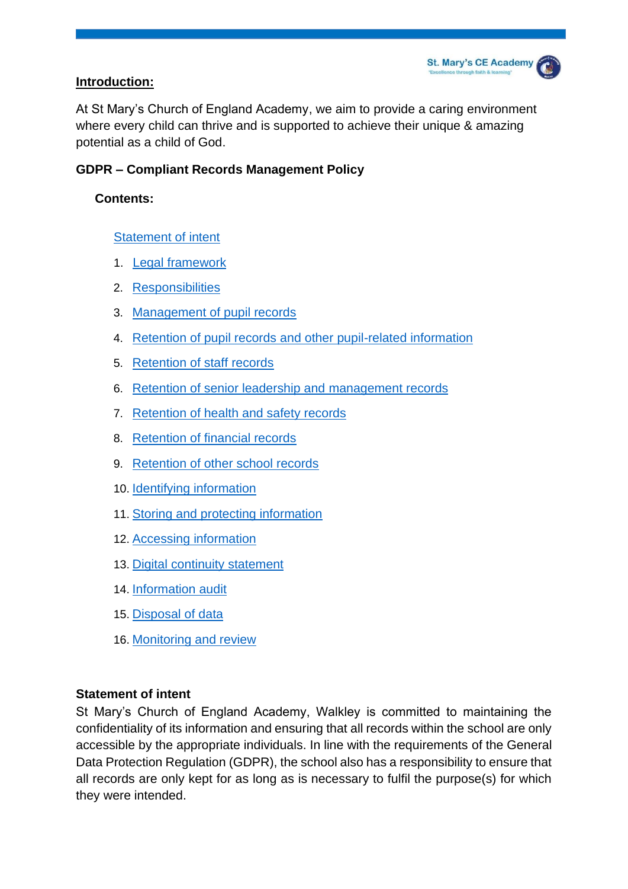## Introduction:

At St Mary's Church of England Academy, we aim to provide a caring environment where every child can thrive and is supported to achieve their unique & amazing potential as a child of God.

### GDPR – Compliant Records Management Policy

**Contents:**

Statement of intent

1. Legal framework
2. Responsibilities
3. Management of pupil records
4. Retention of pupil records and other pupil-related information
5. Retention of staff records
6. Retention of senior leadership and management records
7. Retention of health and safety records
8. Retention of financial records
9. Retention of other school records
10. Identifying information
11. Storing and protecting information
12. Accessing information
13. Digital continuity statement
14. Information audit
15. Disposal of data
16. Monitoring and review

### Statement of intent

St Mary's Church of England Academy, Walkley is committed to maintaining the confidentiality of its information and ensuring that all records within the school are only accessible by the appropriate individuals. In line with the requirements of the General Data Protection Regulation (GDPR), the school also has a responsibility to ensure that all records are only kept for as long as is necessary to fulfil the purpose(s) for which they were intended.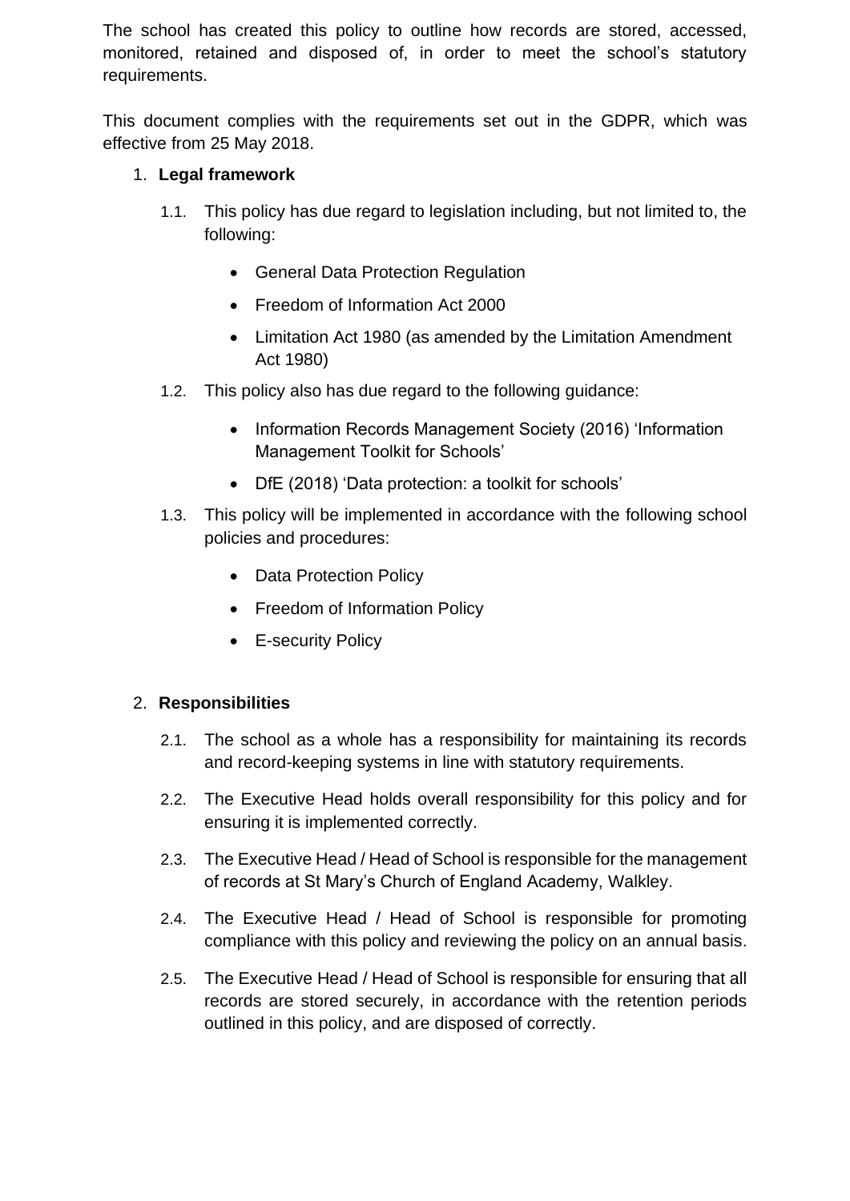The school has created this policy to outline how records are stored, accessed, monitored, retained and disposed of, in order to meet the school's statutory requirements.

This document complies with the requirements set out in the GDPR, which was effective from 25 May 2018.

1. **Legal framework**

    1.1. This policy has due regard to legislation including, but not limited to, the following:

    - General Data Protection Regulation
    - Freedom of Information Act 2000
    - Limitation Act 1980 (as amended by the Limitation Amendment Act 1980)

    1.2. This policy also has due regard to the following guidance:

    - Information Records Management Society (2016) 'Information Management Toolkit for Schools'
    - DfE (2018) 'Data protection: a toolkit for schools'

    1.3. This policy will be implemented in accordance with the following school policies and procedures:

    - Data Protection Policy
    - Freedom of Information Policy
    - E-security Policy

2. **Responsibilities**

    2.1. The school as a whole has a responsibility for maintaining its records and record-keeping systems in line with statutory requirements.

    2.2. The Executive Head holds overall responsibility for this policy and for ensuring it is implemented correctly.

    2.3. The Executive Head / Head of School is responsible for the management of records at St Mary's Church of England Academy, Walkley.

    2.4. The Executive Head / Head of School is responsible for promoting compliance with this policy and reviewing the policy on an annual basis.

    2.5. The Executive Head / Head of School is responsible for ensuring that all records are stored securely, in accordance with the retention periods outlined in this policy, and are disposed of correctly.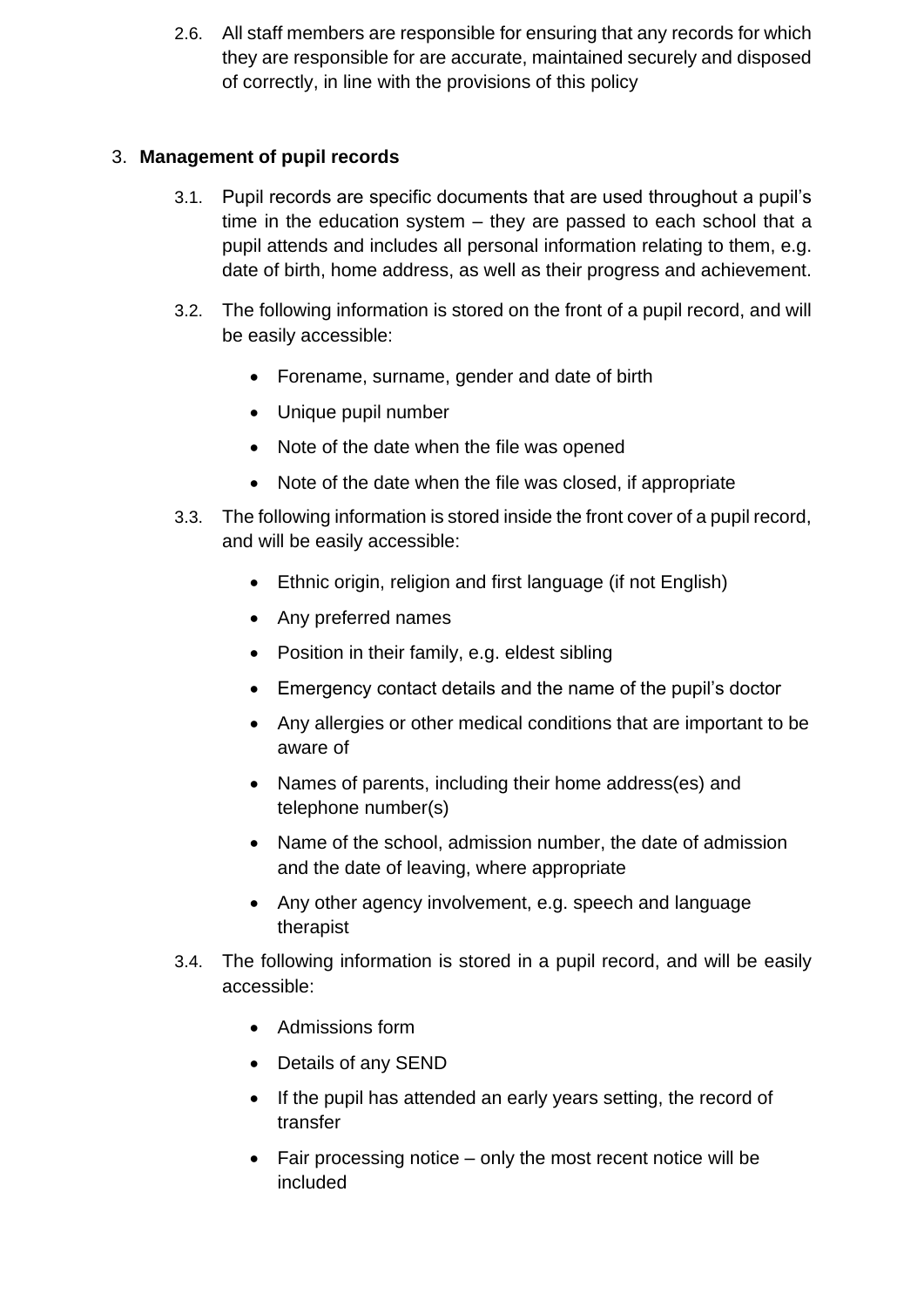2.6. All staff members are responsible for ensuring that any records for which they are responsible for are accurate, maintained securely and disposed of correctly, in line with the provisions of this policy

3. **Management of pupil records**

3.1. Pupil records are specific documents that are used throughout a pupil's time in the education system – they are passed to each school that a pupil attends and includes all personal information relating to them, e.g. date of birth, home address, as well as their progress and achievement.

3.2. The following information is stored on the front of a pupil record, and will be easily accessible:

- Forename, surname, gender and date of birth
- Unique pupil number
- Note of the date when the file was opened
- Note of the date when the file was closed, if appropriate

3.3. The following information is stored inside the front cover of a pupil record, and will be easily accessible:

- Ethnic origin, religion and first language (if not English)
- Any preferred names
- Position in their family, e.g. eldest sibling
- Emergency contact details and the name of the pupil's doctor
- Any allergies or other medical conditions that are important to be aware of
- Names of parents, including their home address(es) and telephone number(s)
- Name of the school, admission number, the date of admission and the date of leaving, where appropriate
- Any other agency involvement, e.g. speech and language therapist

3.4. The following information is stored in a pupil record, and will be easily accessible:

- Admissions form
- Details of any SEND
- If the pupil has attended an early years setting, the record of transfer
- Fair processing notice – only the most recent notice will be included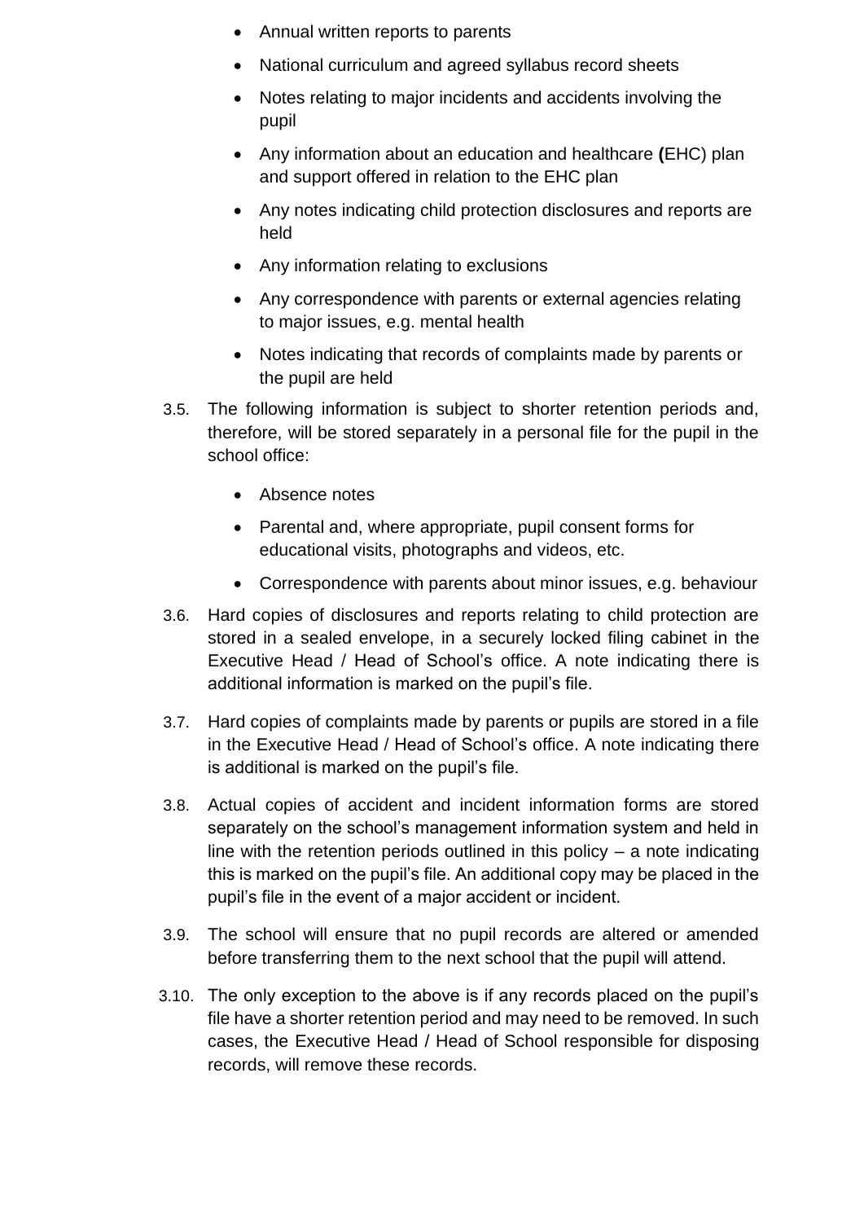- Annual written reports to parents
- National curriculum and agreed syllabus record sheets
- Notes relating to major incidents and accidents involving the pupil
- Any information about an education and healthcare **(**EHC) plan and support offered in relation to the EHC plan
- Any notes indicating child protection disclosures and reports are held
- Any information relating to exclusions
- Any correspondence with parents or external agencies relating to major issues, e.g. mental health
- Notes indicating that records of complaints made by parents or the pupil are held

3.5. The following information is subject to shorter retention periods and, therefore, will be stored separately in a personal file for the pupil in the school office:

- Absence notes
- Parental and, where appropriate, pupil consent forms for educational visits, photographs and videos, etc.
- Correspondence with parents about minor issues, e.g. behaviour

3.6. Hard copies of disclosures and reports relating to child protection are stored in a sealed envelope, in a securely locked filing cabinet in the Executive Head / Head of School's office. A note indicating there is additional information is marked on the pupil's file.

3.7. Hard copies of complaints made by parents or pupils are stored in a file in the Executive Head / Head of School's office. A note indicating there is additional is marked on the pupil's file.

3.8. Actual copies of accident and incident information forms are stored separately on the school's management information system and held in line with the retention periods outlined in this policy – a note indicating this is marked on the pupil's file. An additional copy may be placed in the pupil's file in the event of a major accident or incident.

3.9. The school will ensure that no pupil records are altered or amended before transferring them to the next school that the pupil will attend.

3.10. The only exception to the above is if any records placed on the pupil's file have a shorter retention period and may need to be removed. In such cases, the Executive Head / Head of School responsible for disposing records, will remove these records.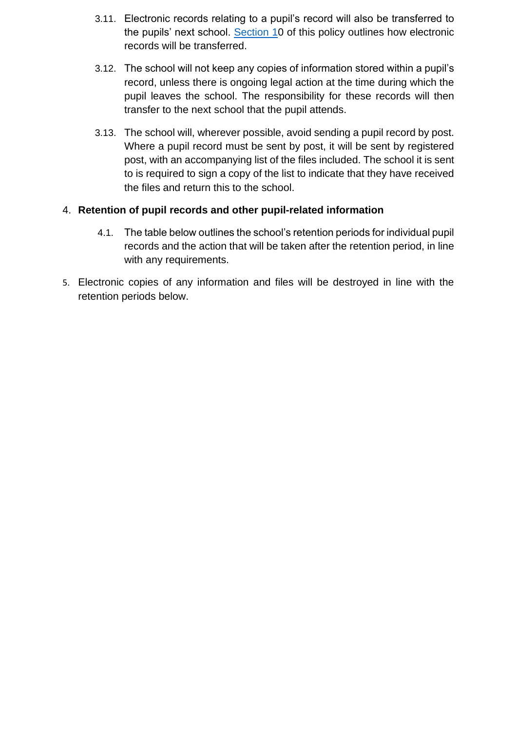3.11. Electronic records relating to a pupil's record will also be transferred to the pupils' next school. Section 10 of this policy outlines how electronic records will be transferred.

3.12. The school will not keep any copies of information stored within a pupil's record, unless there is ongoing legal action at the time during which the pupil leaves the school. The responsibility for these records will then transfer to the next school that the pupil attends.

3.13. The school will, wherever possible, avoid sending a pupil record by post. Where a pupil record must be sent by post, it will be sent by registered post, with an accompanying list of the files included. The school it is sent to is required to sign a copy of the list to indicate that they have received the files and return this to the school.

4. **Retention of pupil records and other pupil-related information**

4.1. The table below outlines the school's retention periods for individual pupil records and the action that will be taken after the retention period, in line with any requirements.

5. Electronic copies of any information and files will be destroyed in line with the retention periods below.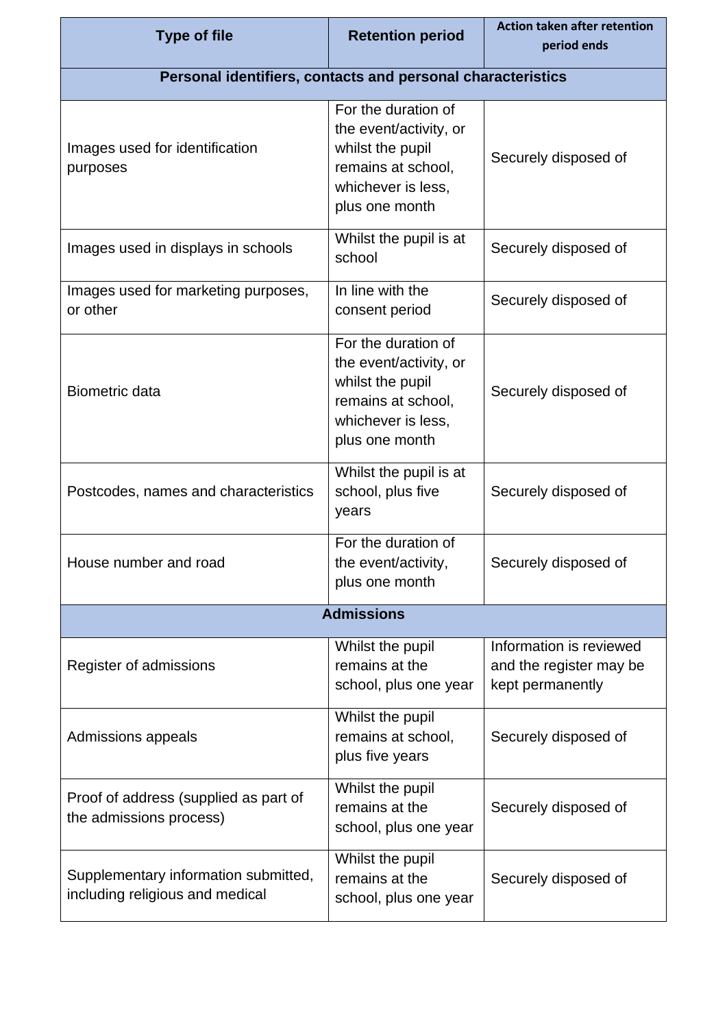| Type of file | Retention period | Action taken after retention period ends |
|---|---|---|
| **Personal identifiers, contacts and personal characteristics** | | |
| Images used for identification purposes | For the duration of the event/activity, or whilst the pupil remains at school, whichever is less, plus one month | Securely disposed of |
| Images used in displays in schools | Whilst the pupil is at school | Securely disposed of |
| Images used for marketing purposes, or other | In line with the consent period | Securely disposed of |
| Biometric data | For the duration of the event/activity, or whilst the pupil remains at school, whichever is less, plus one month | Securely disposed of |
| Postcodes, names and characteristics | Whilst the pupil is at school, plus five years | Securely disposed of |
| House number and road | For the duration of the event/activity, plus one month | Securely disposed of |
| **Admissions** | | |
| Register of admissions | Whilst the pupil remains at the school, plus one year | Information is reviewed and the register may be kept permanently |
| Admissions appeals | Whilst the pupil remains at school, plus five years | Securely disposed of |
| Proof of address (supplied as part of the admissions process) | Whilst the pupil remains at the school, plus one year | Securely disposed of |
| Supplementary information submitted, including religious and medical | Whilst the pupil remains at the school, plus one year | Securely disposed of |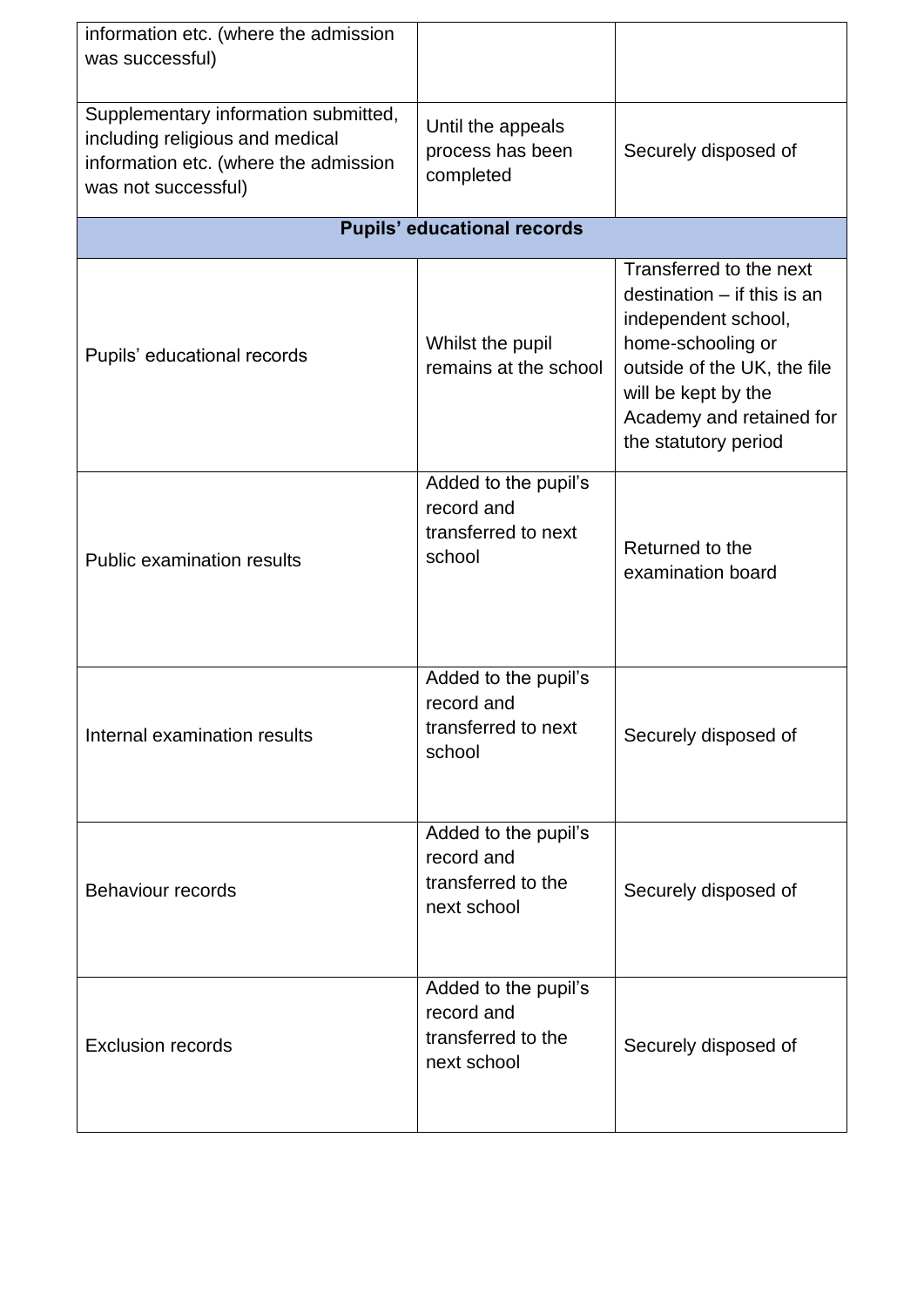| | | |
|---|---|---|
| information etc. (where the admission was successful) | | |
| Supplementary information submitted, including religious and medical information etc. (where the admission was not successful) | Until the appeals process has been completed | Securely disposed of |
| **Pupils' educational records** | | |
| Pupils' educational records | Whilst the pupil remains at the school | Transferred to the next destination – if this is an independent school, home-schooling or outside of the UK, the file will be kept by the Academy and retained for the statutory period |
| Public examination results | Added to the pupil's record and transferred to next school | Returned to the examination board |
| Internal examination results | Added to the pupil's record and transferred to next school | Securely disposed of |
| Behaviour records | Added to the pupil's record and transferred to the next school | Securely disposed of |
| Exclusion records | Added to the pupil's record and transferred to the next school | Securely disposed of |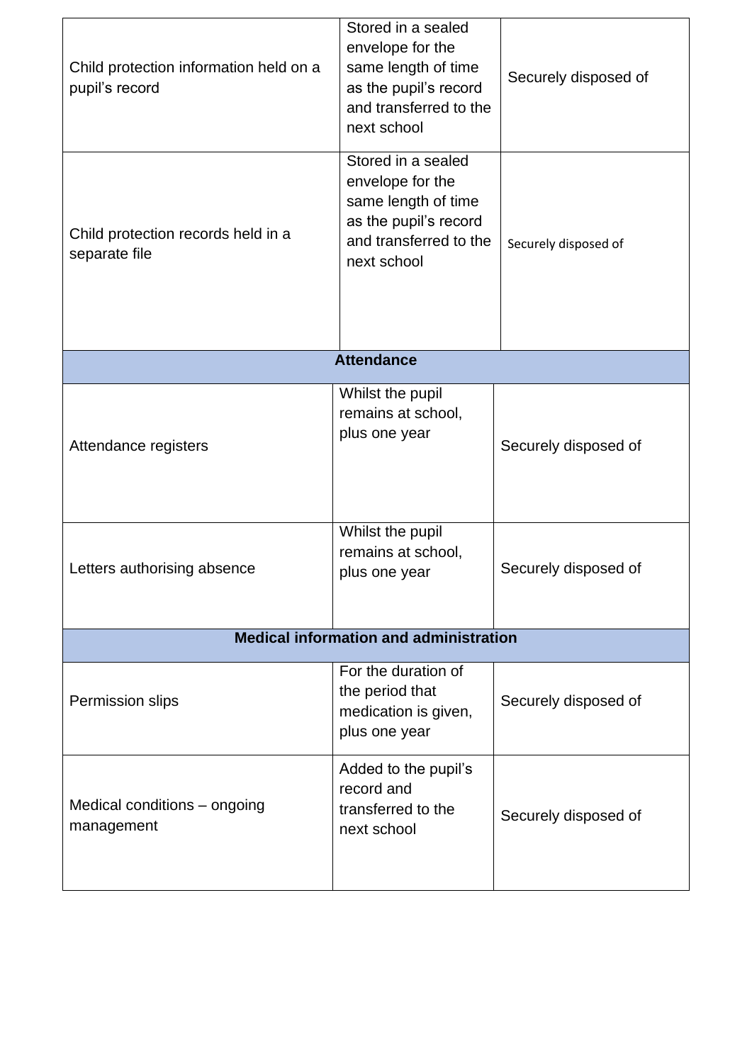| | | |
|---|---|---|
| Child protection information held on a pupil's record | Stored in a sealed envelope for the same length of time as the pupil's record and transferred to the next school | Securely disposed of |
| Child protection records held in a separate file | Stored in a sealed envelope for the same length of time as the pupil's record and transferred to the next school | Securely disposed of |
| **Attendance** | | |
| Attendance registers | Whilst the pupil remains at school, plus one year | Securely disposed of |
| Letters authorising absence | Whilst the pupil remains at school, plus one year | Securely disposed of |
| **Medical information and administration** | | |
| Permission slips | For the duration of the period that medication is given, plus one year | Securely disposed of |
| Medical conditions – ongoing management | Added to the pupil's record and transferred to the next school | Securely disposed of |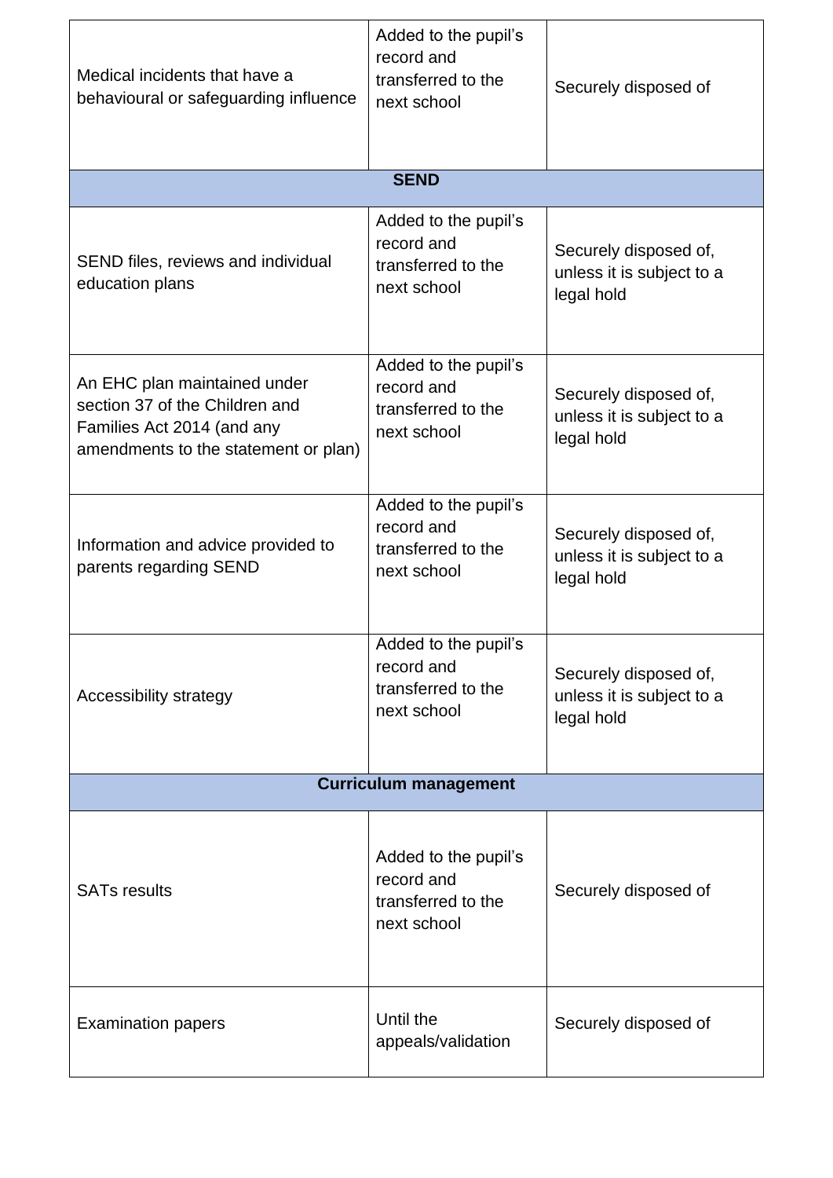| | | |
|---|---|---|
| Medical incidents that have a behavioural or safeguarding influence | Added to the pupil's record and transferred to the next school | Securely disposed of |
| **SEND** | | |
| SEND files, reviews and individual education plans | Added to the pupil's record and transferred to the next school | Securely disposed of, unless it is subject to a legal hold |
| An EHC plan maintained under section 37 of the Children and Families Act 2014 (and any amendments to the statement or plan) | Added to the pupil's record and transferred to the next school | Securely disposed of, unless it is subject to a legal hold |
| Information and advice provided to parents regarding SEND | Added to the pupil's record and transferred to the next school | Securely disposed of, unless it is subject to a legal hold |
| Accessibility strategy | Added to the pupil's record and transferred to the next school | Securely disposed of, unless it is subject to a legal hold |
| **Curriculum management** | | |
| SATs results | Added to the pupil's record and transferred to the next school | Securely disposed of |
| Examination papers | Until the appeals/validation | Securely disposed of |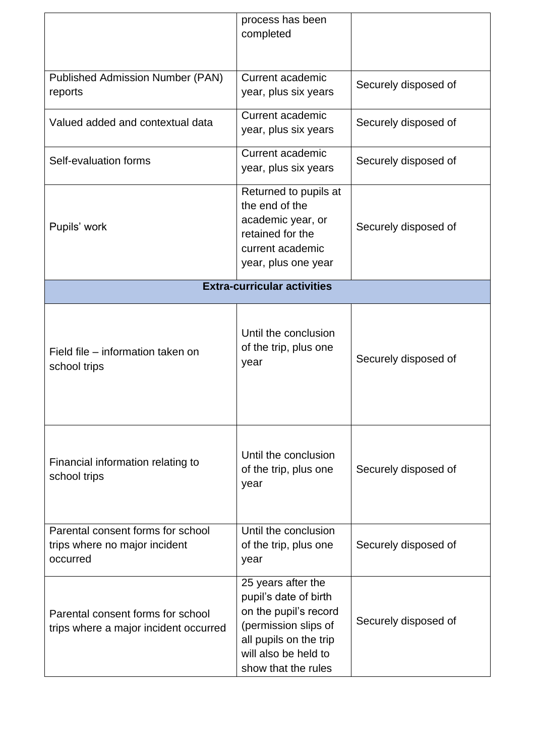| | | |
|---|---|---|
| | process has been completed | |
| Published Admission Number (PAN) reports | Current academic year, plus six years | Securely disposed of |
| Valued added and contextual data | Current academic year, plus six years | Securely disposed of |
| Self-evaluation forms | Current academic year, plus six years | Securely disposed of |
| Pupils' work | Returned to pupils at the end of the academic year, or retained for the current academic year, plus one year | Securely disposed of |
| **Extra-curricular activities** | | |
| Field file – information taken on school trips | Until the conclusion of the trip, plus one year | Securely disposed of |
| Financial information relating to school trips | Until the conclusion of the trip, plus one year | Securely disposed of |
| Parental consent forms for school trips where no major incident occurred | Until the conclusion of the trip, plus one year | Securely disposed of |
| Parental consent forms for school trips where a major incident occurred | 25 years after the pupil's date of birth on the pupil's record (permission slips of all pupils on the trip will also be held to show that the rules | Securely disposed of |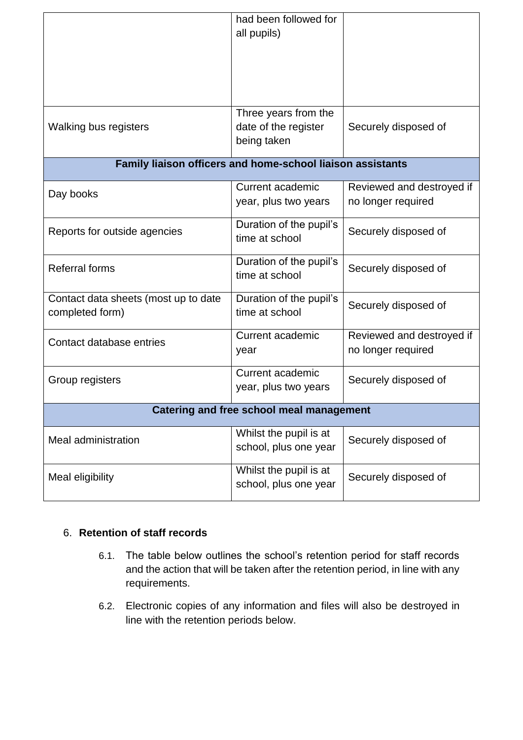| | | |
|---|---|---|
| | had been followed for all pupils) | |
| Walking bus registers | Three years from the date of the register being taken | Securely disposed of |
| **Family liaison officers and home-school liaison assistants** | | |
| Day books | Current academic year, plus two years | Reviewed and destroyed if no longer required |
| Reports for outside agencies | Duration of the pupil's time at school | Securely disposed of |
| Referral forms | Duration of the pupil's time at school | Securely disposed of |
| Contact data sheets (most up to date completed form) | Duration of the pupil's time at school | Securely disposed of |
| Contact database entries | Current academic year | Reviewed and destroyed if no longer required |
| Group registers | Current academic year, plus two years | Securely disposed of |
| **Catering and free school meal management** | | |
| Meal administration | Whilst the pupil is at school, plus one year | Securely disposed of |
| Meal eligibility | Whilst the pupil is at school, plus one year | Securely disposed of |

6. **Retention of staff records**

    6.1. The table below outlines the school's retention period for staff records and the action that will be taken after the retention period, in line with any requirements.

    6.2. Electronic copies of any information and files will also be destroyed in line with the retention periods below.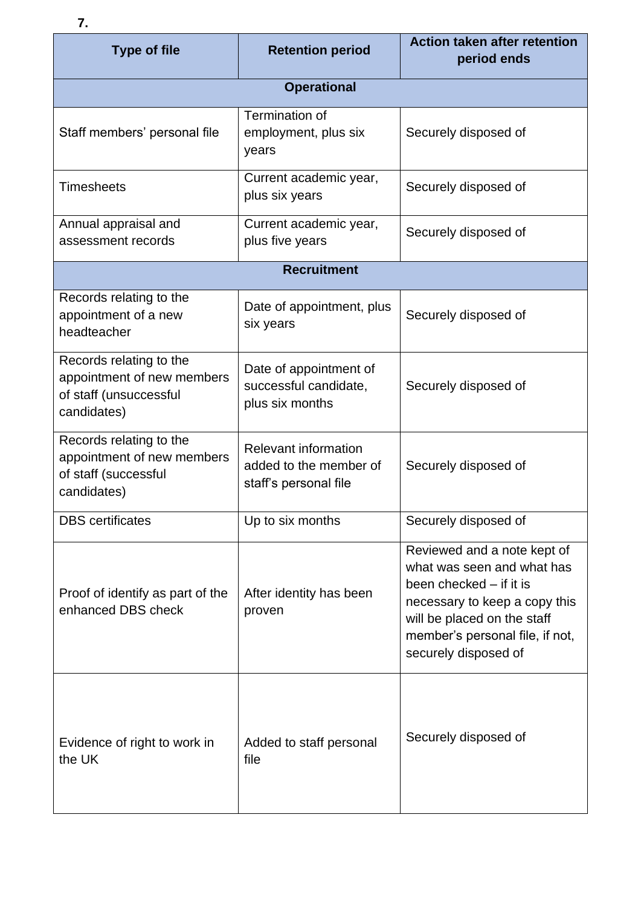**7.**

| Type of file | Retention period | Action taken after retention period ends |
|---|---|---|
| **Operational** | | |
| Staff members' personal file | Termination of employment, plus six years | Securely disposed of |
| Timesheets | Current academic year, plus six years | Securely disposed of |
| Annual appraisal and assessment records | Current academic year, plus five years | Securely disposed of |
| **Recruitment** | | |
| Records relating to the appointment of a new headteacher | Date of appointment, plus six years | Securely disposed of |
| Records relating to the appointment of new members of staff (unsuccessful candidates) | Date of appointment of successful candidate, plus six months | Securely disposed of |
| Records relating to the appointment new members of staff (successful candidates) | Relevant information added to the member of staff's personal file | Securely disposed of |
| DBS certificates | Up to six months | Securely disposed of |
| Proof of identify as part of the enhanced DBS check | After identity has been proven | Reviewed and a note kept of what was seen and what has been checked – if it is necessary to keep a copy this will be placed on the staff member's personal file, if not, securely disposed of |
| Evidence of right to work in the UK | Added to staff personal file | Securely disposed of |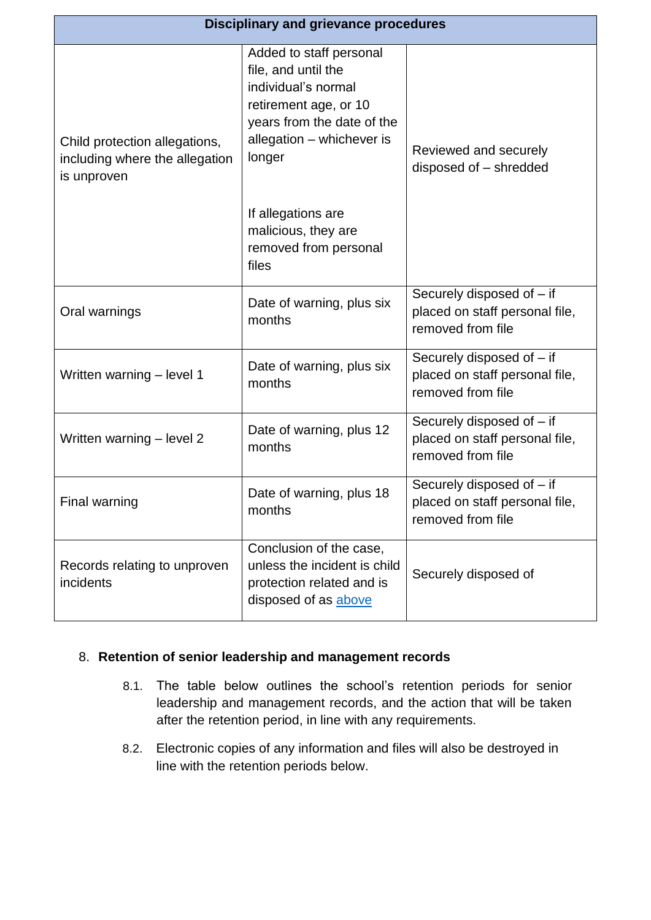| Disciplinary and grievance procedures | | |
|---|---|---|
| Child protection allegations, including where the allegation is unproven | Added to staff personal file, and until the individual's normal retirement age, or 10 years from the date of the allegation – whichever is longer<br><br>If allegations are malicious, they are removed from personal files | Reviewed and securely disposed of – shredded |
| Oral warnings | Date of warning, plus six months | Securely disposed of – if placed on staff personal file, removed from file |
| Written warning – level 1 | Date of warning, plus six months | Securely disposed of – if placed on staff personal file, removed from file |
| Written warning – level 2 | Date of warning, plus 12 months | Securely disposed of – if placed on staff personal file, removed from file |
| Final warning | Date of warning, plus 18 months | Securely disposed of – if placed on staff personal file, removed from file |
| Records relating to unproven incidents | Conclusion of the case, unless the incident is child protection related and is disposed of as above | Securely disposed of |

## 8. Retention of senior leadership and management records

8.1. The table below outlines the school's retention periods for senior leadership and management records, and the action that will be taken after the retention period, in line with any requirements.

8.2. Electronic copies of any information and files will also be destroyed in line with the retention periods below.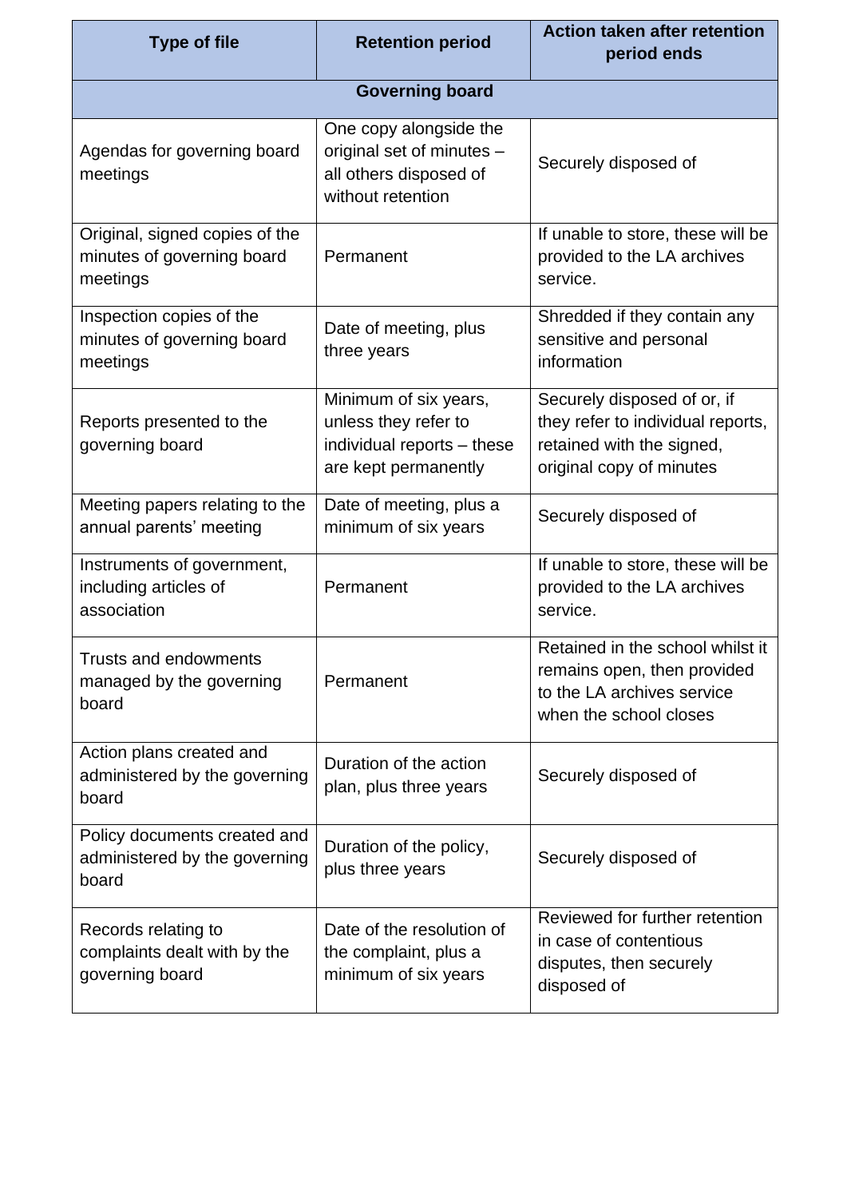| Type of file | Retention period | Action taken after retention period ends |
| --- | --- | --- |
| **Governing board** | | |
| Agendas for governing board meetings | One copy alongside the original set of minutes – all others disposed of without retention | Securely disposed of |
| Original, signed copies of the minutes of governing board meetings | Permanent | If unable to store, these will be provided to the LA archives service. |
| Inspection copies of the minutes of governing board meetings | Date of meeting, plus three years | Shredded if they contain any sensitive and personal information |
| Reports presented to the governing board | Minimum of six years, unless they refer to individual reports – these are kept permanently | Securely disposed of or, if they refer to individual reports, retained with the signed, original copy of minutes |
| Meeting papers relating to the annual parents' meeting | Date of meeting, plus a minimum of six years | Securely disposed of |
| Instruments of government, including articles of association | Permanent | If unable to store, these will be provided to the LA archives service. |
| Trusts and endowments managed by the governing board | Permanent | Retained in the school whilst it remains open, then provided to the LA archives service when the school closes |
| Action plans created and administered by the governing board | Duration of the action plan, plus three years | Securely disposed of |
| Policy documents created and administered by the governing board | Duration of the policy, plus three years | Securely disposed of |
| Records relating to complaints dealt with by the governing board | Date of the resolution of the complaint, plus a minimum of six years | Reviewed for further retention in case of contentious disputes, then securely disposed of |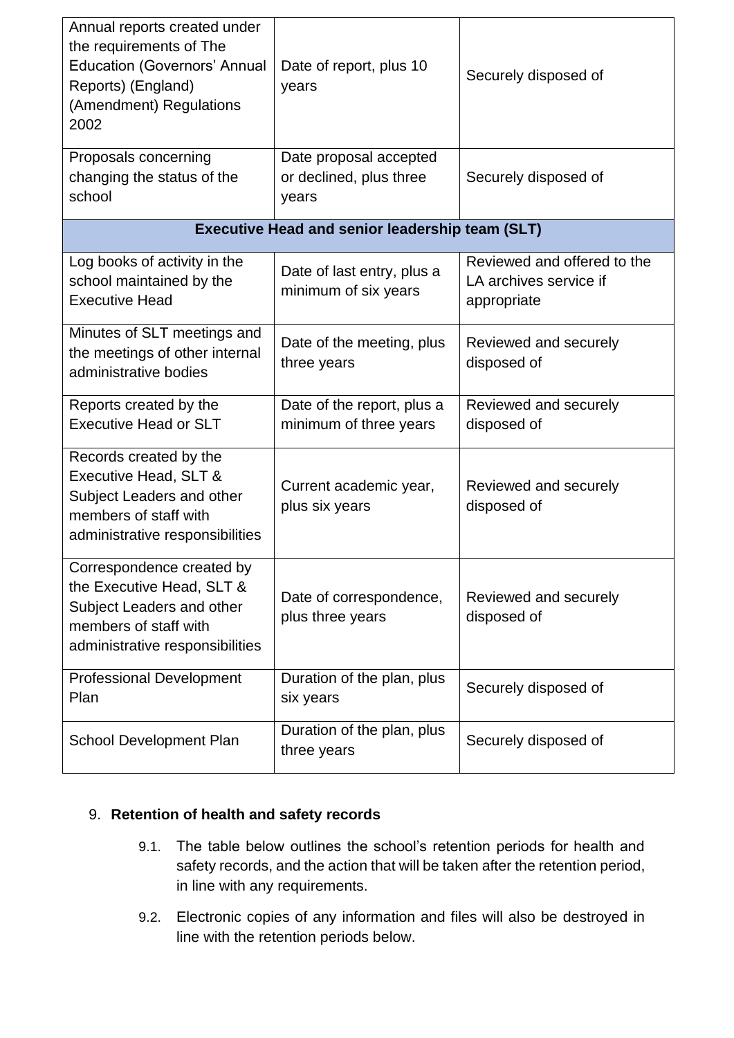| | | |
|---|---|---|
| Annual reports created under the requirements of The Education (Governors' Annual Reports) (England) (Amendment) Regulations 2002 | Date of report, plus 10 years | Securely disposed of |
| Proposals concerning changing the status of the school | Date proposal accepted or declined, plus three years | Securely disposed of |
| **Executive Head and senior leadership team (SLT)** | | |
| Log books of activity in the school maintained by the Executive Head | Date of last entry, plus a minimum of six years | Reviewed and offered to the LA archives service if appropriate |
| Minutes of SLT meetings and the meetings of other internal administrative bodies | Date of the meeting, plus three years | Reviewed and securely disposed of |
| Reports created by the Executive Head or SLT | Date of the report, plus a minimum of three years | Reviewed and securely disposed of |
| Records created by the Executive Head, SLT & Subject Leaders and other members of staff with administrative responsibilities | Current academic year, plus six years | Reviewed and securely disposed of |
| Correspondence created by the Executive Head, SLT & Subject Leaders and other members of staff with administrative responsibilities | Date of correspondence, plus three years | Reviewed and securely disposed of |
| Professional Development Plan | Duration of the plan, plus six years | Securely disposed of |
| School Development Plan | Duration of the plan, plus three years | Securely disposed of |

## 9. Retention of health and safety records

9.1. The table below outlines the school's retention periods for health and safety records, and the action that will be taken after the retention period, in line with any requirements.

9.2. Electronic copies of any information and files will also be destroyed in line with the retention periods below.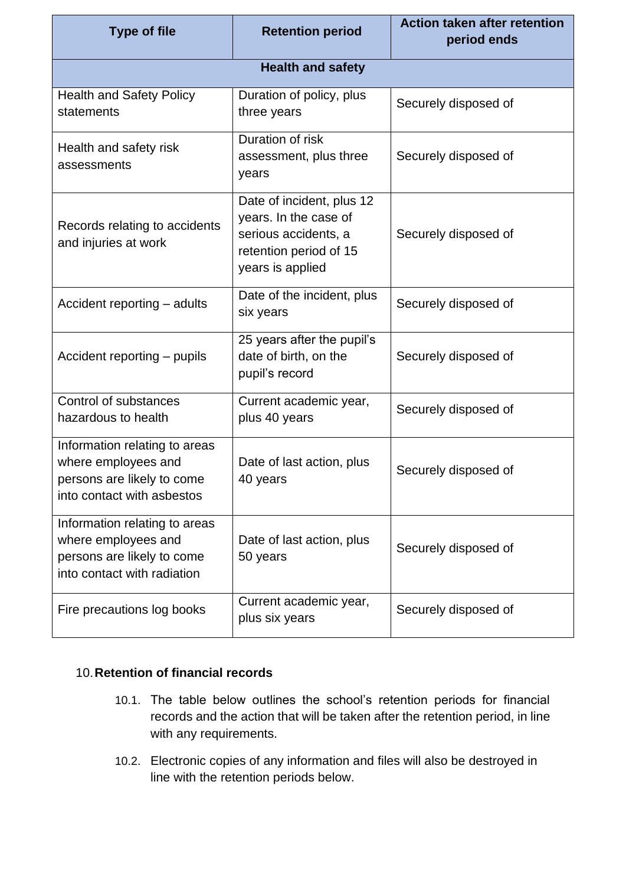| Type of file | Retention period | Action taken after retention period ends |
|---|---|---|
| **Health and safety** | | |
| Health and Safety Policy statements | Duration of policy, plus three years | Securely disposed of |
| Health and safety risk assessments | Duration of risk assessment, plus three years | Securely disposed of |
| Records relating to accidents and injuries at work | Date of incident, plus 12 years. In the case of serious accidents, a retention period of 15 years is applied | Securely disposed of |
| Accident reporting – adults | Date of the incident, plus six years | Securely disposed of |
| Accident reporting – pupils | 25 years after the pupil's date of birth, on the pupil's record | Securely disposed of |
| Control of substances hazardous to health | Current academic year, plus 40 years | Securely disposed of |
| Information relating to areas where employees and persons are likely to come into contact with asbestos | Date of last action, plus 40 years | Securely disposed of |
| Information relating to areas where employees and persons are likely to come into contact with radiation | Date of last action, plus 50 years | Securely disposed of |
| Fire precautions log books | Current academic year, plus six years | Securely disposed of |

## 10. Retention of financial records

10.1. The table below outlines the school's retention periods for financial records and the action that will be taken after the retention period, in line with any requirements.

10.2. Electronic copies of any information and files will also be destroyed in line with the retention periods below.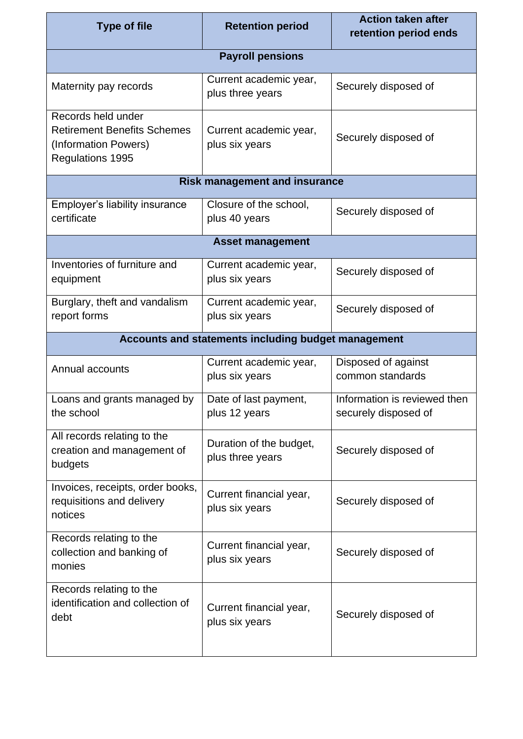| Type of file | Retention period | Action taken after retention period ends |
|---|---|---|
| **Payroll pensions** | | |
| Maternity pay records | Current academic year, plus three years | Securely disposed of |
| Records held under Retirement Benefits Schemes (Information Powers) Regulations 1995 | Current academic year, plus six years | Securely disposed of |
| **Risk management and insurance** | | |
| Employer's liability insurance certificate | Closure of the school, plus 40 years | Securely disposed of |
| **Asset management** | | |
| Inventories of furniture and equipment | Current academic year, plus six years | Securely disposed of |
| Burglary, theft and vandalism report forms | Current academic year, plus six years | Securely disposed of |
| **Accounts and statements including budget management** | | |
| Annual accounts | Current academic year, plus six years | Disposed of against common standards |
| Loans and grants managed by the school | Date of last payment, plus 12 years | Information is reviewed then securely disposed of |
| All records relating to the creation and management of budgets | Duration of the budget, plus three years | Securely disposed of |
| Invoices, receipts, order books, requisitions and delivery notices | Current financial year, plus six years | Securely disposed of |
| Records relating to the collection and banking of monies | Current financial year, plus six years | Securely disposed of |
| Records relating to the identification and collection of debt | Current financial year, plus six years | Securely disposed of |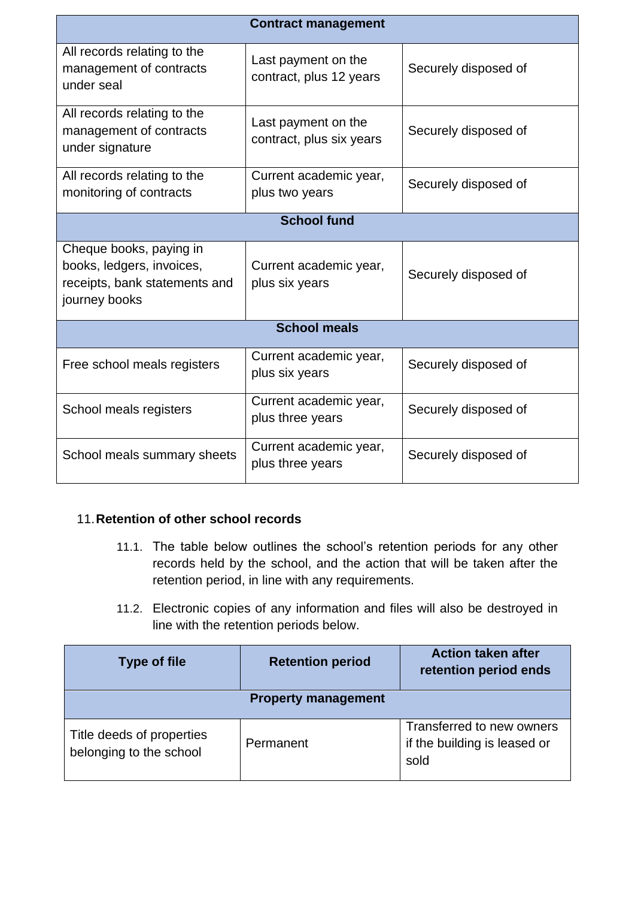| Contract management | | |
|---|---|---|
| All records relating to the management of contracts under seal | Last payment on the contract, plus 12 years | Securely disposed of |
| All records relating to the management of contracts under signature | Last payment on the contract, plus six years | Securely disposed of |
| All records relating to the monitoring of contracts | Current academic year, plus two years | Securely disposed of |
| **School fund** | | |
| Cheque books, paying in books, ledgers, invoices, receipts, bank statements and journey books | Current academic year, plus six years | Securely disposed of |
| **School meals** | | |
| Free school meals registers | Current academic year, plus six years | Securely disposed of |
| School meals registers | Current academic year, plus three years | Securely disposed of |
| School meals summary sheets | Current academic year, plus three years | Securely disposed of |

## 11. Retention of other school records

11.1. The table below outlines the school's retention periods for any other records held by the school, and the action that will be taken after the retention period, in line with any requirements.

11.2. Electronic copies of any information and files will also be destroyed in line with the retention periods below.

| Type of file | Retention period | Action taken after retention period ends |
|---|---|---|
| **Property management** | | |
| Title deeds of properties belonging to the school | Permanent | Transferred to new owners if the building is leased or sold |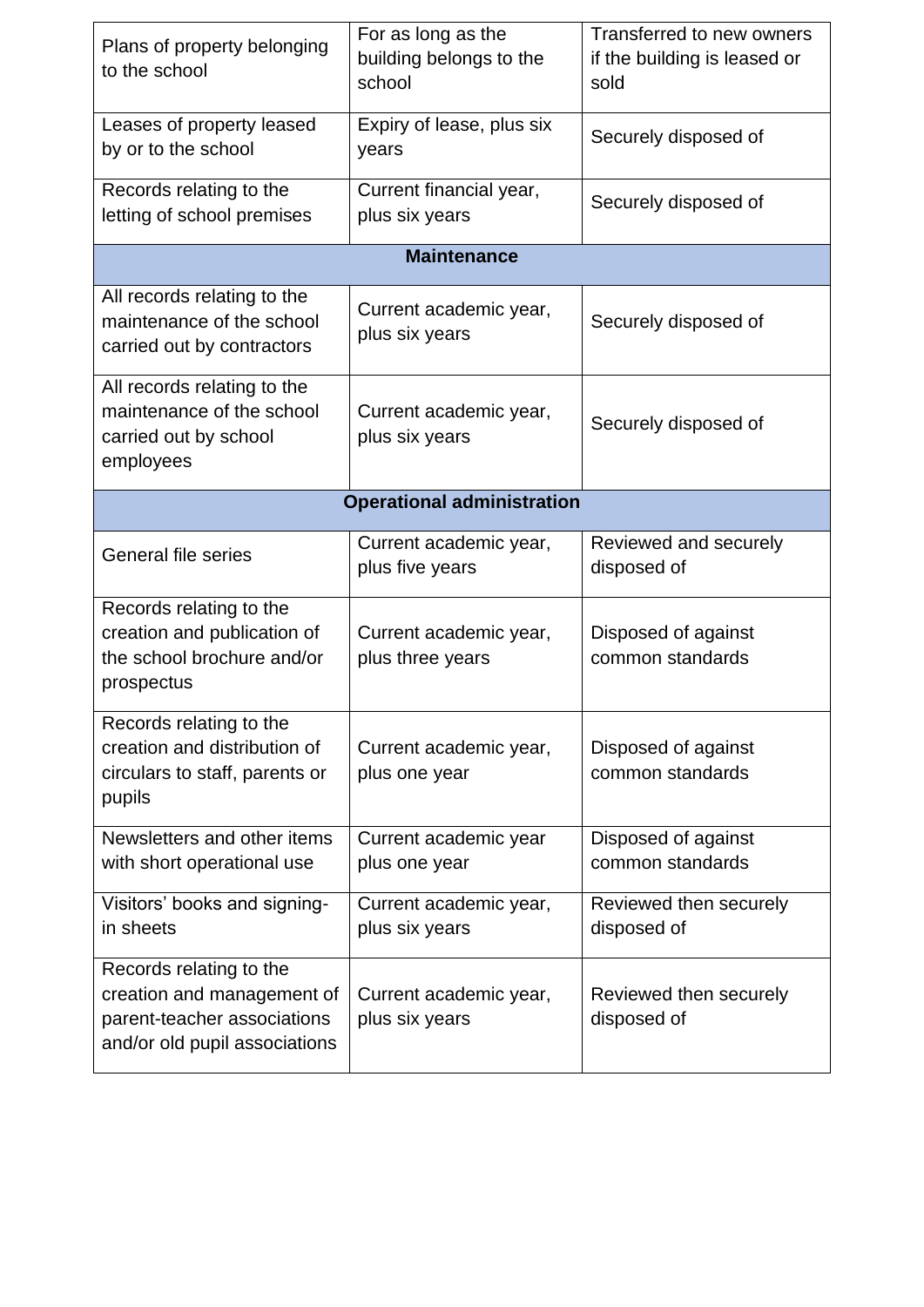| | | |
|---|---|---|
| Plans of property belonging to the school | For as long as the building belongs to the school | Transferred to new owners if the building is leased or sold |
| Leases of property leased by or to the school | Expiry of lease, plus six years | Securely disposed of |
| Records relating to the letting of school premises | Current financial year, plus six years | Securely disposed of |
| **Maintenance** | | |
| All records relating to the maintenance of the school carried out by contractors | Current academic year, plus six years | Securely disposed of |
| All records relating to the maintenance of the school carried out by school employees | Current academic year, plus six years | Securely disposed of |
| **Operational administration** | | |
| General file series | Current academic year, plus five years | Reviewed and securely disposed of |
| Records relating to the creation and publication of the school brochure and/or prospectus | Current academic year, plus three years | Disposed of against common standards |
| Records relating to the creation and distribution of circulars to staff, parents or pupils | Current academic year, plus one year | Disposed of against common standards |
| Newsletters and other items with short operational use | Current academic year plus one year | Disposed of against common standards |
| Visitors' books and signing-in sheets | Current academic year, plus six years | Reviewed then securely disposed of |
| Records relating to the creation and management of parent-teacher associations and/or old pupil associations | Current academic year, plus six years | Reviewed then securely disposed of |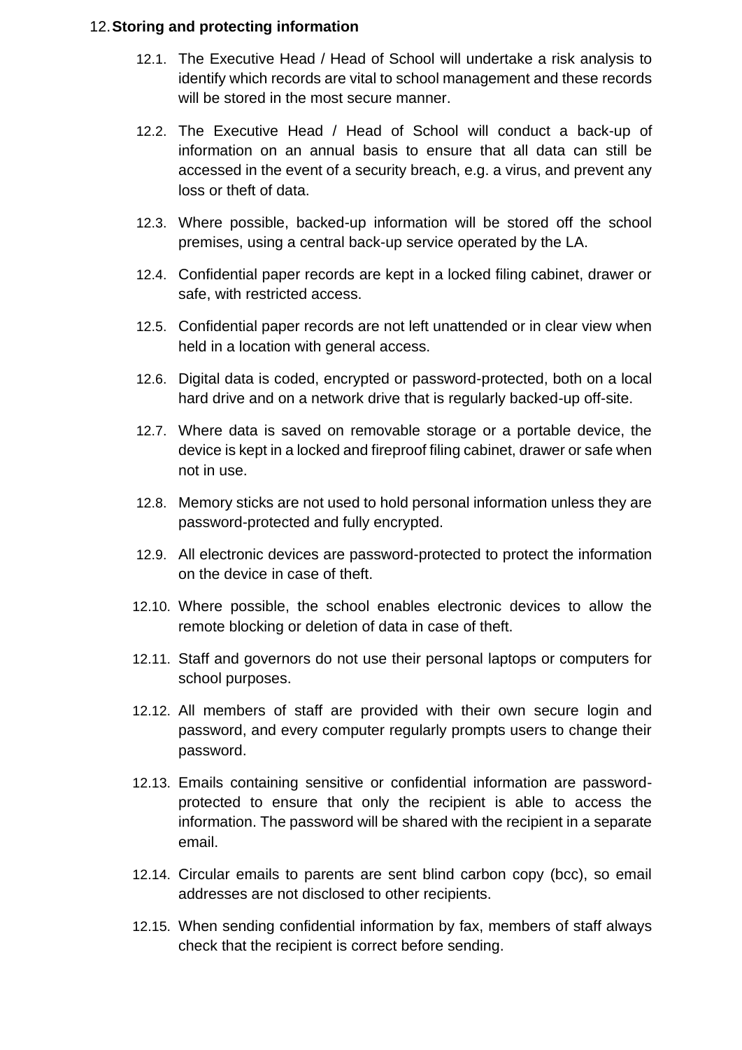12. **Storing and protecting information**

12.1. The Executive Head / Head of School will undertake a risk analysis to identify which records are vital to school management and these records will be stored in the most secure manner.

12.2. The Executive Head / Head of School will conduct a back-up of information on an annual basis to ensure that all data can still be accessed in the event of a security breach, e.g. a virus, and prevent any loss or theft of data.

12.3. Where possible, backed-up information will be stored off the school premises, using a central back-up service operated by the LA.

12.4. Confidential paper records are kept in a locked filing cabinet, drawer or safe, with restricted access.

12.5. Confidential paper records are not left unattended or in clear view when held in a location with general access.

12.6. Digital data is coded, encrypted or password-protected, both on a local hard drive and on a network drive that is regularly backed-up off-site.

12.7. Where data is saved on removable storage or a portable device, the device is kept in a locked and fireproof filing cabinet, drawer or safe when not in use.

12.8. Memory sticks are not used to hold personal information unless they are password-protected and fully encrypted.

12.9. All electronic devices are password-protected to protect the information on the device in case of theft.

12.10. Where possible, the school enables electronic devices to allow the remote blocking or deletion of data in case of theft.

12.11. Staff and governors do not use their personal laptops or computers for school purposes.

12.12. All members of staff are provided with their own secure login and password, and every computer regularly prompts users to change their password.

12.13. Emails containing sensitive or confidential information are password-protected to ensure that only the recipient is able to access the information. The password will be shared with the recipient in a separate email.

12.14. Circular emails to parents are sent blind carbon copy (bcc), so email addresses are not disclosed to other recipients.

12.15. When sending confidential information by fax, members of staff always check that the recipient is correct before sending.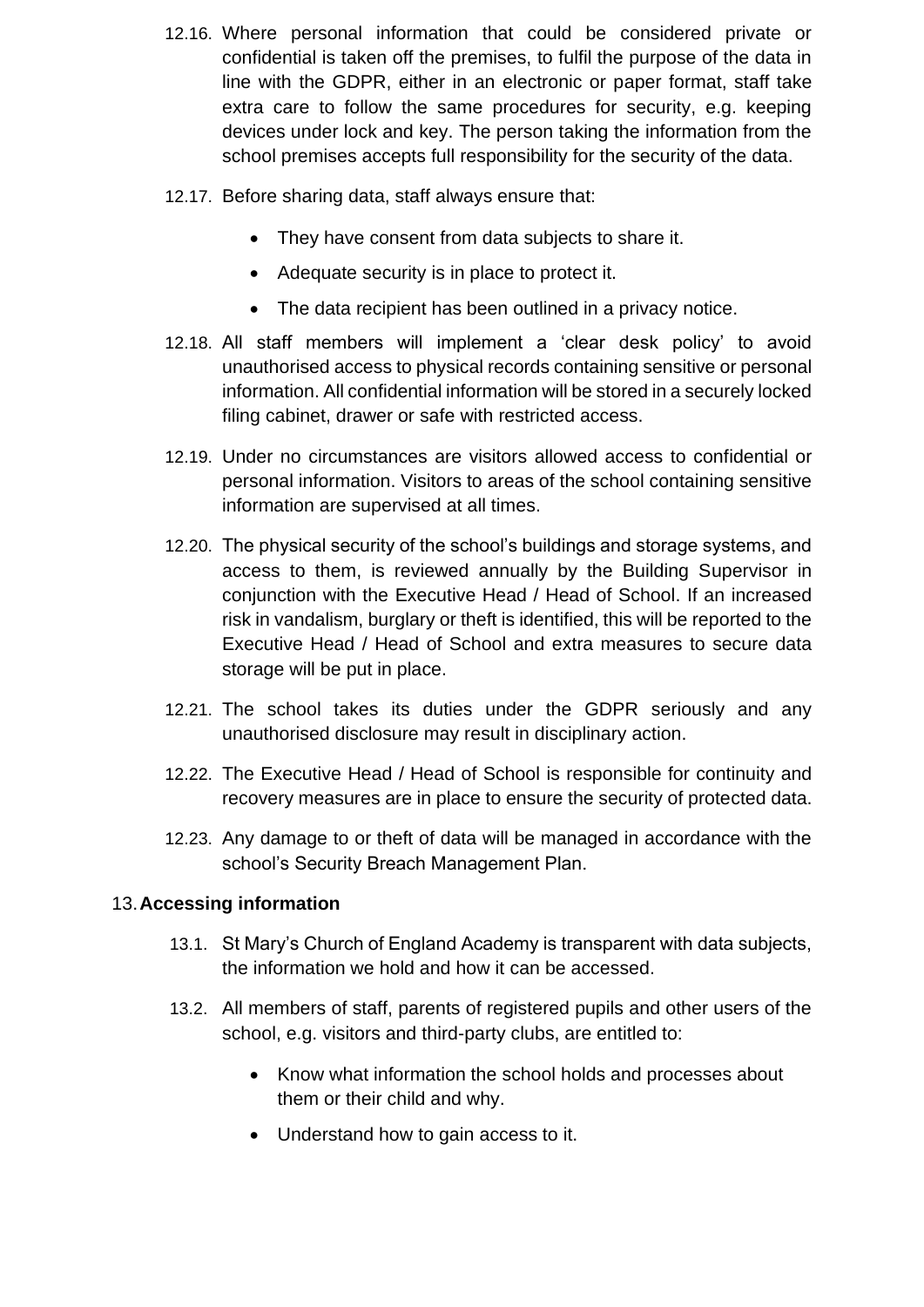12.16. Where personal information that could be considered private or confidential is taken off the premises, to fulfil the purpose of the data in line with the GDPR, either in an electronic or paper format, staff take extra care to follow the same procedures for security, e.g. keeping devices under lock and key. The person taking the information from the school premises accepts full responsibility for the security of the data.

12.17. Before sharing data, staff always ensure that:

- They have consent from data subjects to share it.
- Adequate security is in place to protect it.
- The data recipient has been outlined in a privacy notice.

12.18. All staff members will implement a 'clear desk policy' to avoid unauthorised access to physical records containing sensitive or personal information. All confidential information will be stored in a securely locked filing cabinet, drawer or safe with restricted access.

12.19. Under no circumstances are visitors allowed access to confidential or personal information. Visitors to areas of the school containing sensitive information are supervised at all times.

12.20. The physical security of the school's buildings and storage systems, and access to them, is reviewed annually by the Building Supervisor in conjunction with the Executive Head / Head of School. If an increased risk in vandalism, burglary or theft is identified, this will be reported to the Executive Head / Head of School and extra measures to secure data storage will be put in place.

12.21. The school takes its duties under the GDPR seriously and any unauthorised disclosure may result in disciplinary action.

12.22. The Executive Head / Head of School is responsible for continuity and recovery measures are in place to ensure the security of protected data.

12.23. Any damage to or theft of data will be managed in accordance with the school's Security Breach Management Plan.

## 13. Accessing information

13.1. St Mary's Church of England Academy is transparent with data subjects, the information we hold and how it can be accessed.

13.2. All members of staff, parents of registered pupils and other users of the school, e.g. visitors and third-party clubs, are entitled to:

- Know what information the school holds and processes about them or their child and why.
- Understand how to gain access to it.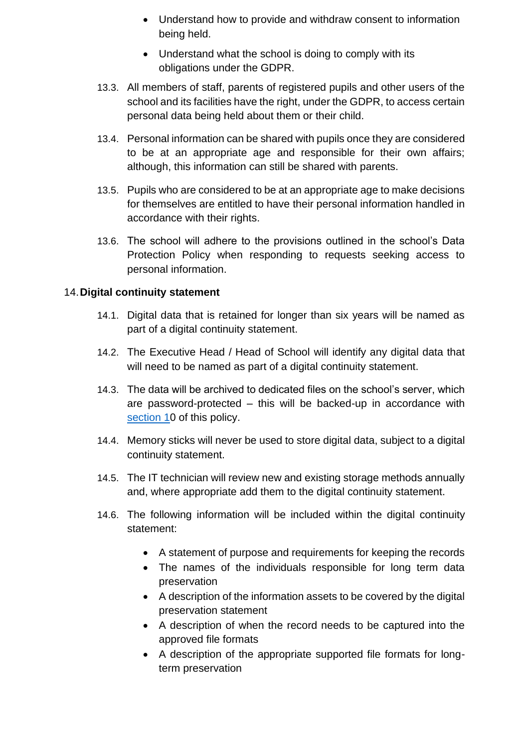- Understand how to provide and withdraw consent to information being held.
- Understand what the school is doing to comply with its obligations under the GDPR.

13.3. All members of staff, parents of registered pupils and other users of the school and its facilities have the right, under the GDPR, to access certain personal data being held about them or their child.

13.4. Personal information can be shared with pupils once they are considered to be at an appropriate age and responsible for their own affairs; although, this information can still be shared with parents.

13.5. Pupils who are considered to be at an appropriate age to make decisions for themselves are entitled to have their personal information handled in accordance with their rights.

13.6. The school will adhere to the provisions outlined in the school's Data Protection Policy when responding to requests seeking access to personal information.

## 14. Digital continuity statement

14.1. Digital data that is retained for longer than six years will be named as part of a digital continuity statement.

14.2. The Executive Head / Head of School will identify any digital data that will need to be named as part of a digital continuity statement.

14.3. The data will be archived to dedicated files on the school's server, which are password-protected – this will be backed-up in accordance with section 10 of this policy.

14.4. Memory sticks will never be used to store digital data, subject to a digital continuity statement.

14.5. The IT technician will review new and existing storage methods annually and, where appropriate add them to the digital continuity statement.

14.6. The following information will be included within the digital continuity statement:

- A statement of purpose and requirements for keeping the records
- The names of the individuals responsible for long term data preservation
- A description of the information assets to be covered by the digital preservation statement
- A description of when the record needs to be captured into the approved file formats
- A description of the appropriate supported file formats for long-term preservation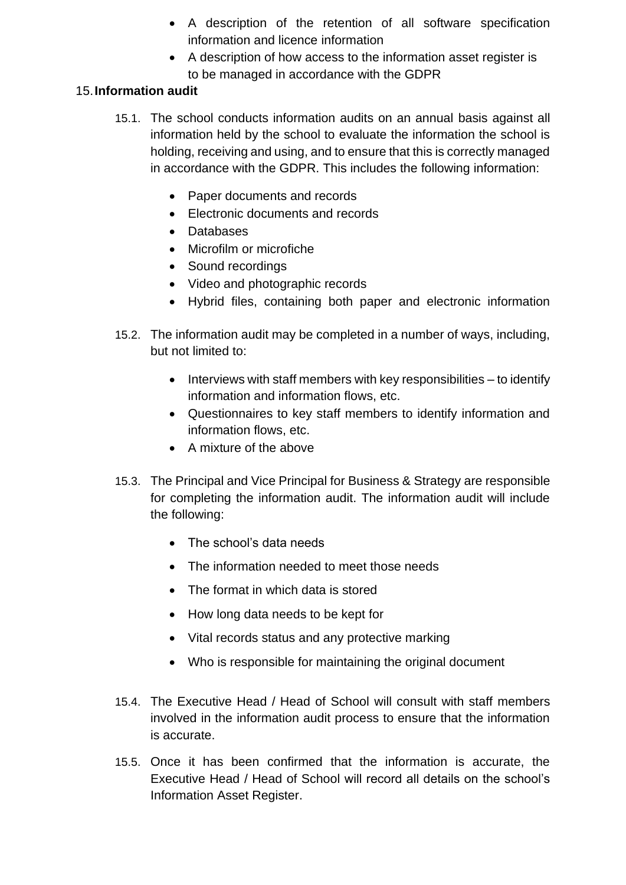- A description of the retention of all software specification information and licence information
- A description of how access to the information asset register is to be managed in accordance with the GDPR

## 15. Information audit

15.1. The school conducts information audits on an annual basis against all information held by the school to evaluate the information the school is holding, receiving and using, and to ensure that this is correctly managed in accordance with the GDPR. This includes the following information:

- Paper documents and records
- Electronic documents and records
- Databases
- Microfilm or microfiche
- Sound recordings
- Video and photographic records
- Hybrid files, containing both paper and electronic information

15.2. The information audit may be completed in a number of ways, including, but not limited to:

- Interviews with staff members with key responsibilities – to identify information and information flows, etc.
- Questionnaires to key staff members to identify information and information flows, etc.
- A mixture of the above

15.3. The Principal and Vice Principal for Business & Strategy are responsible for completing the information audit. The information audit will include the following:

- The school's data needs
- The information needed to meet those needs
- The format in which data is stored
- How long data needs to be kept for
- Vital records status and any protective marking
- Who is responsible for maintaining the original document

15.4. The Executive Head / Head of School will consult with staff members involved in the information audit process to ensure that the information is accurate.

15.5. Once it has been confirmed that the information is accurate, the Executive Head / Head of School will record all details on the school's Information Asset Register.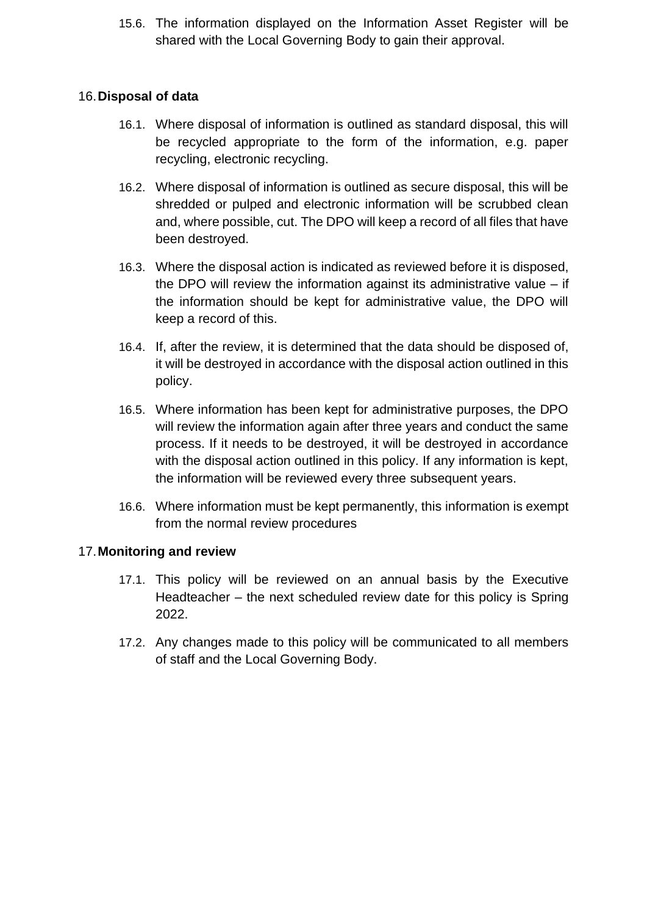15.6. The information displayed on the Information Asset Register will be shared with the Local Governing Body to gain their approval.

## 16. Disposal of data

16.1. Where disposal of information is outlined as standard disposal, this will be recycled appropriate to the form of the information, e.g. paper recycling, electronic recycling.

16.2. Where disposal of information is outlined as secure disposal, this will be shredded or pulped and electronic information will be scrubbed clean and, where possible, cut. The DPO will keep a record of all files that have been destroyed.

16.3. Where the disposal action is indicated as reviewed before it is disposed, the DPO will review the information against its administrative value – if the information should be kept for administrative value, the DPO will keep a record of this.

16.4. If, after the review, it is determined that the data should be disposed of, it will be destroyed in accordance with the disposal action outlined in this policy.

16.5. Where information has been kept for administrative purposes, the DPO will review the information again after three years and conduct the same process. If it needs to be destroyed, it will be destroyed in accordance with the disposal action outlined in this policy. If any information is kept, the information will be reviewed every three subsequent years.

16.6. Where information must be kept permanently, this information is exempt from the normal review procedures

## 17. Monitoring and review

17.1. This policy will be reviewed on an annual basis by the Executive Headteacher – the next scheduled review date for this policy is Spring 2022.

17.2. Any changes made to this policy will be communicated to all members of staff and the Local Governing Body.